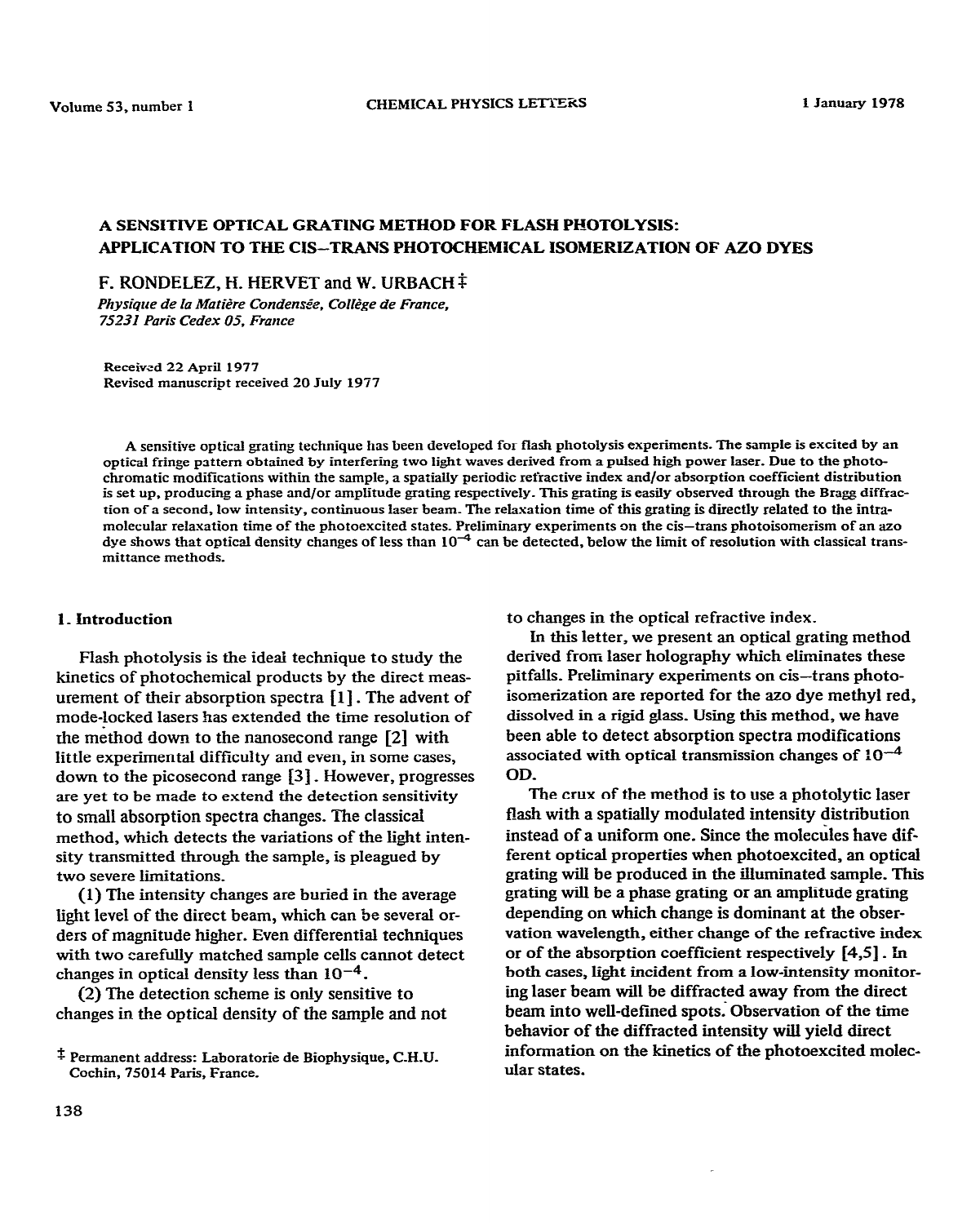# A SENSITIVE OPTICAL GRATING METHOD FOR FLASH PHOTOLYSIS: APPLICATION TO THE CIS–TRANS PHOTOCHEMICAL ISOMERIZATION OF AZO DYES

F. RONDELEZ, H. HERVET and W. URBACH ‡

*Physique de la Matière Condensée, Collège de France, 75231 Paris Cedex 05, France*

Received 22 April 1977
Revised manuscript received 20 July 1977

A sensitive optical grating technique has been developed for flash photolysis experiments. The sample is excited by an optical fringe pattern obtained by interfering two light waves derived from a pulsed high power laser. Due to the photochromatic modifications within the sample, a spatially periodic refractive index and/or absorption coefficient distribution is set up, producing a phase and/or amplitude grating respectively. This grating is easily observed through the Bragg diffraction of a second, low intensity, continuous laser beam. The relaxation time of this grating is directly related to the intramolecular relaxation time of the photoexcited states. Preliminary experiments on the cis–trans photoisomerism of an azo dye shows that optical density changes of less than $10^{-4}$ can be detected, below the limit of resolution with classical transmittance methods.

## 1. Introduction

Flash photolysis is the ideal technique to study the kinetics of photochemical products by the direct measurement of their absorption spectra [1]. The advent of mode-locked lasers has extended the time resolution of the method down to the nanosecond range [2] with little experimental difficulty and even, in some cases, down to the picosecond range [3]. However, progresses are yet to be made to extend the detection sensitivity to small absorption spectra changes. The classical method, which detects the variations of the light intensity transmitted through the sample, is pleagued by two severe limitations.

(1) The intensity changes are buried in the average light level of the direct beam, which can be several orders of magnitude higher. Even differential techniques with two carefully matched sample cells cannot detect changes in optical density less than $10^{-4}$.

(2) The detection scheme is only sensitive to changes in the optical density of the sample and not to changes in the optical refractive index.

In this letter, we present an optical grating method derived from laser holography which eliminates these pitfalls. Preliminary experiments on cis–trans photoisomerization are reported for the azo dye methyl red, dissolved in a rigid glass. Using this method, we have been able to detect absorption spectra modifications associated with optical transmission changes of $10^{-4}$ OD.

The crux of the method is to use a photolytic laser flash with a spatially modulated intensity distribution instead of a uniform one. Since the molecules have different optical properties when photoexcited, an optical grating will be produced in the illuminated sample. This grating will be a phase grating or an amplitude grating depending on which change is dominant at the observation wavelength, either change of the refractive index or of the absorption coefficient respectively [4,5]. In both cases, light incident from a low-intensity monitoring laser beam will be diffracted away from the direct beam into well-defined spots. Observation of the time behavior of the diffracted intensity will yield direct information on the kinetics of the photoexcited molecular states.

‡ Permanent address: Laboratorie de Biophysique, C.H.U. Cochin, 75014 Paris, France.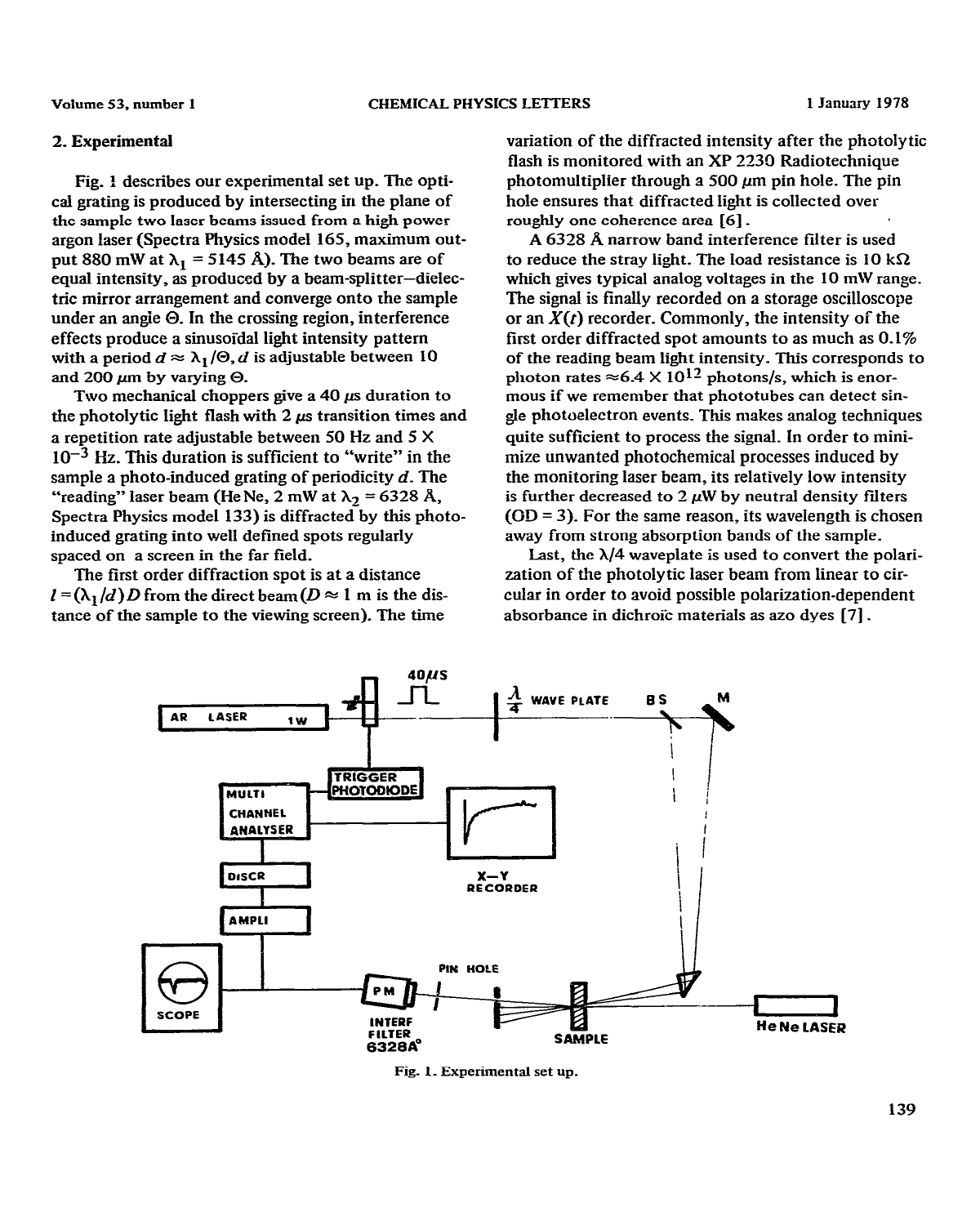## 2. Experimental

Fig. 1 describes our experimental set up. The optical grating is produced by intersecting in the plane of the sample two laser beams issued from a high power argon laser (Spectra Physics model 165, maximum output 880 mW at $\lambda_1$ = 5145 Å). The two beams are of equal intensity, as produced by a beam-splitter–dielectric mirror arrangement and converge onto the sample under an angle $\Theta$. In the crossing region, interference effects produce a sinusoïdal light intensity pattern with a period $d \approx \lambda_1/\Theta$, $d$ is adjustable between 10 and 200 μm by varying $\Theta$.

Two mechanical choppers give a 40 μs duration to the photolytic light flash with 2 μs transition times and a repetition rate adjustable between 50 Hz and $5 \times 10^{-3}$ Hz. This duration is sufficient to "write" in the sample a photo-induced grating of periodicity $d$. The "reading" laser beam (He Ne, 2 mW at $\lambda_2$ = 6328 Å, Spectra Physics model 133) is diffracted by this photo-induced grating into well defined spots regularly spaced on a screen in the far field.

The first order diffraction spot is at a distance $l = (\lambda_1/d)D$ from the direct beam ($D \approx 1$ m is the distance of the sample to the viewing screen). The time variation of the diffracted intensity after the photolytic flash is monitored with an XP 2230 Radiotechnique photomultiplier through a 500 μm pin hole. The pin hole ensures that diffracted light is collected over roughly one coherence area [6].

A 6328 Å narrow band interference filter is used to reduce the stray light. The load resistance is 10 kΩ which gives typical analog voltages in the 10 mW range. The signal is finally recorded on a storage oscilloscope or an $X(t)$ recorder. Commonly, the intensity of the first order diffracted spot amounts to as much as 0.1% of the reading beam light intensity. This corresponds to photon rates $\approx 6.4 \times 10^{12}$ photons/s, which is enormous if we remember that phototubes can detect single photoelectron events. This makes analog techniques quite sufficient to process the signal. In order to minimize unwanted photochemical processes induced by the monitoring laser beam, its relatively low intensity is further decreased to 2 μW by neutral density filters (OD = 3). For the same reason, its wavelength is chosen away from strong absorption bands of the sample.

Last, the $\lambda/4$ waveplate is used to convert the polarization of the photolytic laser beam from linear to circular in order to avoid possible polarization-dependent absorbance in dichroïc materials as azo dyes [7].

Fig. 1. Experimental set up.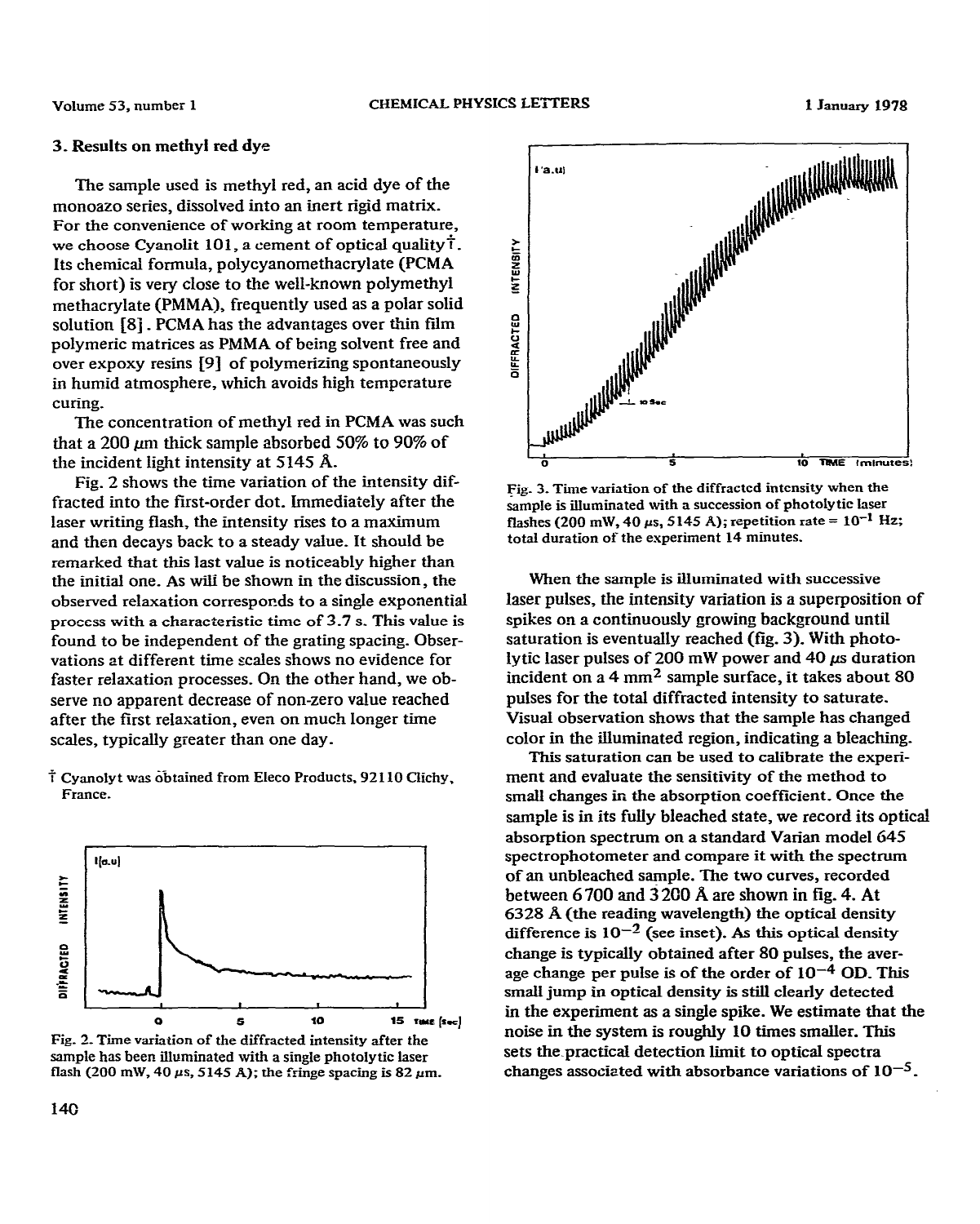### 3. Results on methyl red dye

The sample used is methyl red, an acid dye of the monoazo series, dissolved into an inert rigid matrix. For the convenience of working at room temperature, we choose Cyanolit 101, a cement of optical quality†. Its chemical formula, polycyanomethacrylate (PCMA for short) is very close to the well-known polymethyl methacrylate (PMMA), frequently used as a polar solid solution [8]. PCMA has the advantages over thin film polymeric matrices as PMMA of being solvent free and over expoxy resins [9] of polymerizing spontaneously in humid atmosphere, which avoids high temperature curing.

The concentration of methyl red in PCMA was such that a 200 $\mu$m thick sample absorbed 50% to 90% of the incident light intensity at 5145 Å.

Fig. 2 shows the time variation of the intensity diffracted into the first-order dot. Immediately after the laser writing flash, the intensity rises to a maximum and then decays back to a steady value. It should be remarked that this last value is noticeably higher than the initial one. As will be shown in the discussion, the observed relaxation corresponds to a single exponential process with a characteristic time of 3.7 s. This value is found to be independent of the grating spacing. Observations at different time scales shows no evidence for faster relaxation processes. On the other hand, we observe no apparent decrease of non-zero value reached after the first relaxation, even on much longer time scales, typically greater than one day.

† Cyanolyt was obtained from Eleco Products, 92110 Clichy, France.

Fig. 2. Time variation of the diffracted intensity after the sample has been illuminated with a single photolytic laser flash (200 mW, 40 $\mu$s, 5145 A); the fringe spacing is 82 $\mu$m.

Fig. 3. Time variation of the diffracted intensity when the sample is illuminated with a succession of photolytic laser flashes (200 mW, 40 $\mu$s, 5145 A); repetition rate = $10^{-1}$ Hz; total duration of the experiment 14 minutes.

When the sample is illuminated with successive laser pulses, the intensity variation is a superposition of spikes on a continuously growing background until saturation is eventually reached (fig. 3). With photolytic laser pulses of 200 mW power and 40 $\mu$s duration incident on a 4 mm$^2$ sample surface, it takes about 80 pulses for the total diffracted intensity to saturate. Visual observation shows that the sample has changed color in the illuminated region, indicating a bleaching.

This saturation can be used to calibrate the experiment and evaluate the sensitivity of the method to small changes in the absorption coefficient. Once the sample is in its fully bleached state, we record its optical absorption spectrum on a standard Varian model 645 spectrophotometer and compare it with the spectrum of an unbleached sample. The two curves, recorded between 6700 and 3200 Å are shown in fig. 4. At 6328 Å (the reading wavelength) the optical density difference is $10^{-2}$ (see inset). As this optical density change is typically obtained after 80 pulses, the average change per pulse is of the order of $10^{-4}$ OD. This small jump in optical density is still clearly detected in the experiment as a single spike. We estimate that the noise in the system is roughly 10 times smaller. This sets the practical detection limit to optical spectra changes associated with absorbance variations of $10^{-5}$.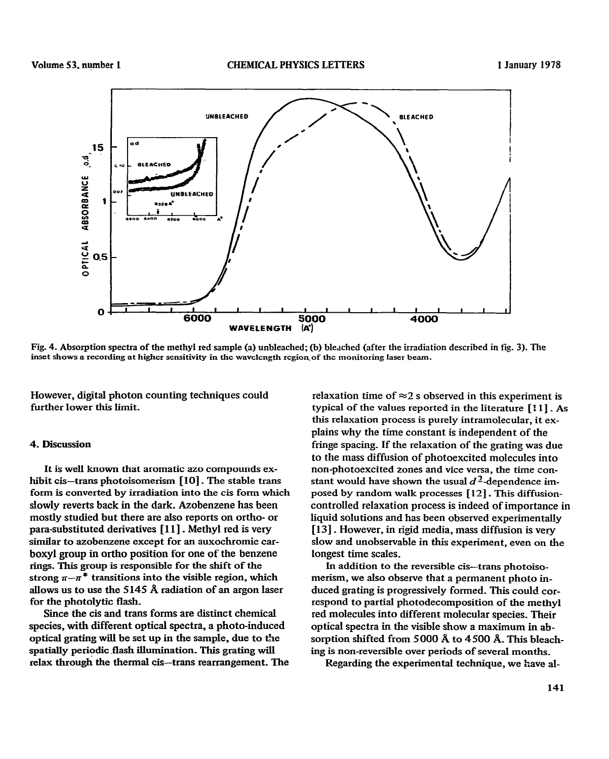Fig. 4. Absorption spectra of the methyl red sample (a) unbleached; (b) bleached (after the irradiation described in fig. 3). The inset shows a recording at higher sensitivity in the wavelength region of the monitoring laser beam.

However, digital photon counting techniques could further lower this limit.

## 4. Discussion

It is well known that aromatic azo compounds exhibit cis–trans photoisomerism [10]. The stable trans form is converted by irradiation into the cis form which slowly reverts back in the dark. Azobenzene has been mostly studied but there are also reports on ortho- or para-substituted derivatives [11]. Methyl red is very similar to azobenzene except for an auxochromic carboxyl group in ortho position for one of the benzene rings. This group is responsible for the shift of the strong $\pi$–$\pi^*$ transitions into the visible region, which allows us to use the 5145 Å radiation of an argon laser for the photolytic flash.

Since the cis and trans forms are distinct chemical species, with different optical spectra, a photo-induced optical grating will be set up in the sample, due to the spatially periodic flash illumination. This grating will relax through the thermal cis–trans rearrangement. The relaxation time of ≈2 s observed in this experiment is typical of the values reported in the literature [11]. As this relaxation process is purely intramolecular, it explains why the time constant is independent of the fringe spacing. If the relaxation of the grating was due to the mass diffusion of photoexcited molecules into non-photoexcited zones and vice versa, the time constant would have shown the usual $d^2$-dependence imposed by random walk processes [12]. This diffusion-controlled relaxation process is indeed of importance in liquid solutions and has been observed experimentally [13]. However, in rigid media, mass diffusion is very slow and unobservable in this experiment, even on the longest time scales.

In addition to the reversible cis–trans photoisomerism, we also observe that a permanent photo induced grating is progressively formed. This could correspond to partial photodecomposition of the methyl red molecules into different molecular species. Their optical spectra in the visible show a maximum in absorption shifted from 5000 Å to 4500 Å. This bleaching is non-reversible over periods of several months.

Regarding the experimental technique, we have al-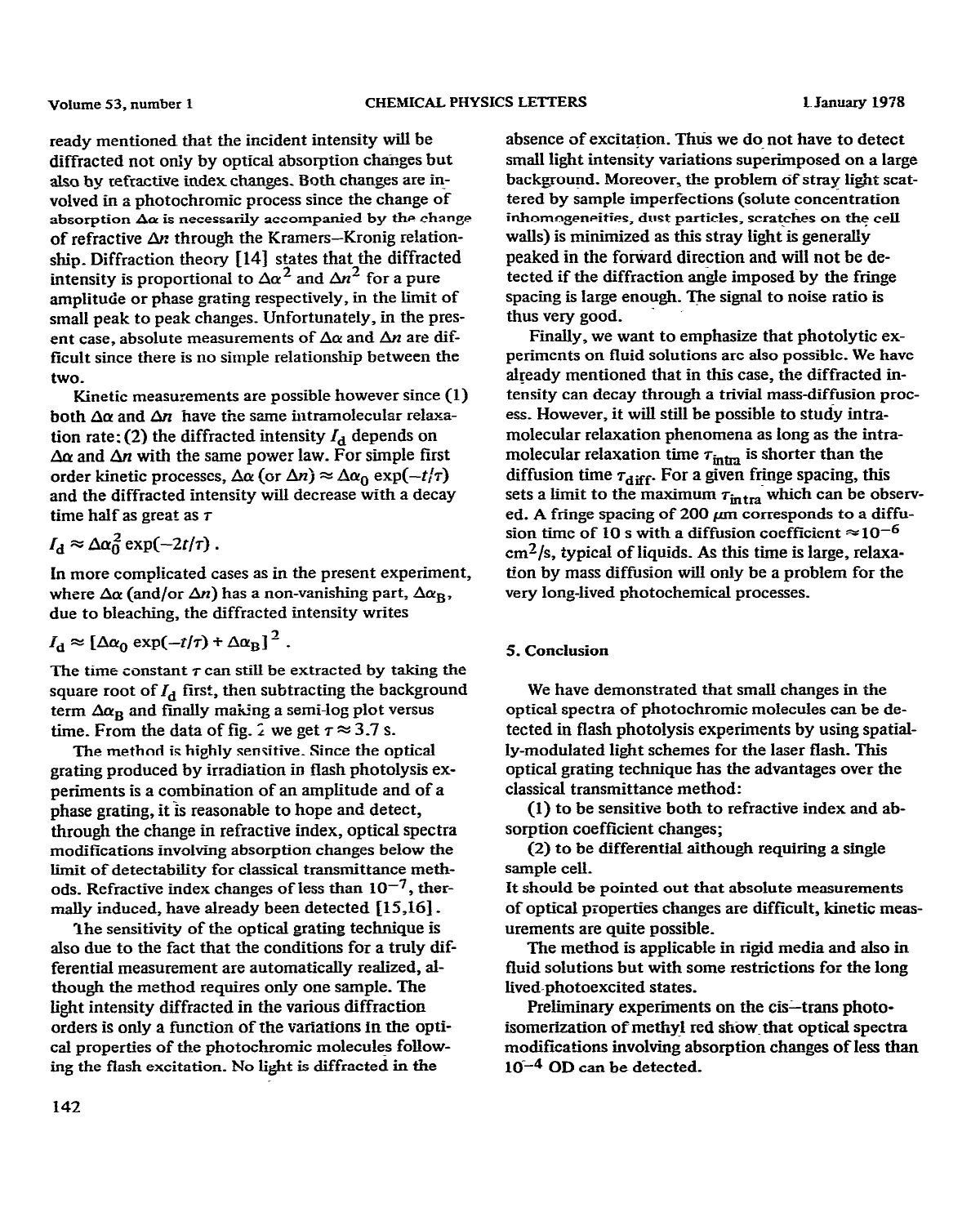ready mentioned that the incident intensity will be diffracted not only by optical absorption changes but also by refractive index changes. Both changes are involved in a photochromic process since the change of absorption $\Delta\alpha$ is necessarily accompanied by the change of refractive $\Delta n$ through the Kramers–Kronig relationship. Diffraction theory [14] states that the diffracted intensity is proportional to $\Delta\alpha^2$ and $\Delta n^2$ for a pure amplitude or phase grating respectively, in the limit of small peak to peak changes. Unfortunately, in the present case, absolute measurements of $\Delta\alpha$ and $\Delta n$ are difficult since there is no simple relationship between the two.

Kinetic measurements are possible however since (1) both $\Delta\alpha$ and $\Delta n$ have the same intramolecular relaxation rate; (2) the diffracted intensity $I_d$ depends on $\Delta\alpha$ and $\Delta n$ with the same power law. For simple first order kinetic processes, $\Delta\alpha$ (or $\Delta n$) $\approx \Delta\alpha_0 \exp(-t/\tau)$ and the diffracted intensity will decrease with a decay time half as great as $\tau$

$$I_d \approx \Delta\alpha_0^2 \exp(-2t/\tau) .$$

In more complicated cases as in the present experiment, where $\Delta\alpha$ (and/or $\Delta n$) has a non-vanishing part, $\Delta\alpha_B$, due to bleaching, the diffracted intensity writes

$$I_d \approx [\Delta\alpha_0 \exp(-t/\tau) + \Delta\alpha_B]^2 .$$

The time constant $\tau$ can still be extracted by taking the square root of $I_d$ first, then subtracting the background term $\Delta\alpha_B$ and finally making a semi-log plot versus time. From the data of fig. 2 we get $\tau \approx 3.7$ s.

The method is highly sensitive. Since the optical grating produced by irradiation in flash photolysis experiments is a combination of an amplitude and of a phase grating, it is reasonable to hope and detect, through the change in refractive index, optical spectra modifications involving absorption changes below the limit of detectability for classical transmittance methods. Refractive index changes of less than $10^{-7}$, thermally induced, have already been detected [15,16].

The sensitivity of the optical grating technique is also due to the fact that the conditions for a truly differential measurement are automatically realized, although the method requires only one sample. The light intensity diffracted in the various diffraction orders is only a function of the variations in the optical properties of the photochromic molecules following the flash excitation. No light is diffracted in the absence of excitation. Thus we do not have to detect small light intensity variations superimposed on a large background. Moreover, the problem of stray light scattered by sample imperfections (solute concentration inhomogeneities, dust particles, scratches on the cell walls) is minimized as this stray light is generally peaked in the forward direction and will not be detected if the diffraction angle imposed by the fringe spacing is large enough. The signal to noise ratio is thus very good.

Finally, we want to emphasize that photolytic experiments on fluid solutions are also possible. We have already mentioned that in this case, the diffracted intensity can decay through a trivial mass-diffusion process. However, it will still be possible to study intramolecular relaxation phenomena as long as the intramolecular relaxation time $\tau_{intra}$ is shorter than the diffusion time $\tau_{diff}$. For a given fringe spacing, this sets a limit to the maximum $\tau_{intra}$ which can be observed. A fringe spacing of 200 $\mu$m corresponds to a diffusion time of 10 s with a diffusion coefficient $\approx 10^{-6}$ cm$^2$/s, typical of liquids. As this time is large, relaxation by mass diffusion will only be a problem for the very long-lived photochemical processes.

## 5. Conclusion

We have demonstrated that small changes in the optical spectra of photochromic molecules can be detected in flash photolysis experiments by using spatially-modulated light schemes for the laser flash. This optical grating technique has the advantages over the classical transmittance method:

(1) to be sensitive both to refractive index and absorption coefficient changes;

(2) to be differential although requiring a single sample cell.

It should be pointed out that absolute measurements of optical properties changes are difficult, kinetic measurements are quite possible.

The method is applicable in rigid media and also in fluid solutions but with some restrictions for the long lived photoexcited states.

Preliminary experiments on the cis–trans photoisomerization of methyl red show that optical spectra modifications involving absorption changes of less than $10^{-4}$ OD can be detected.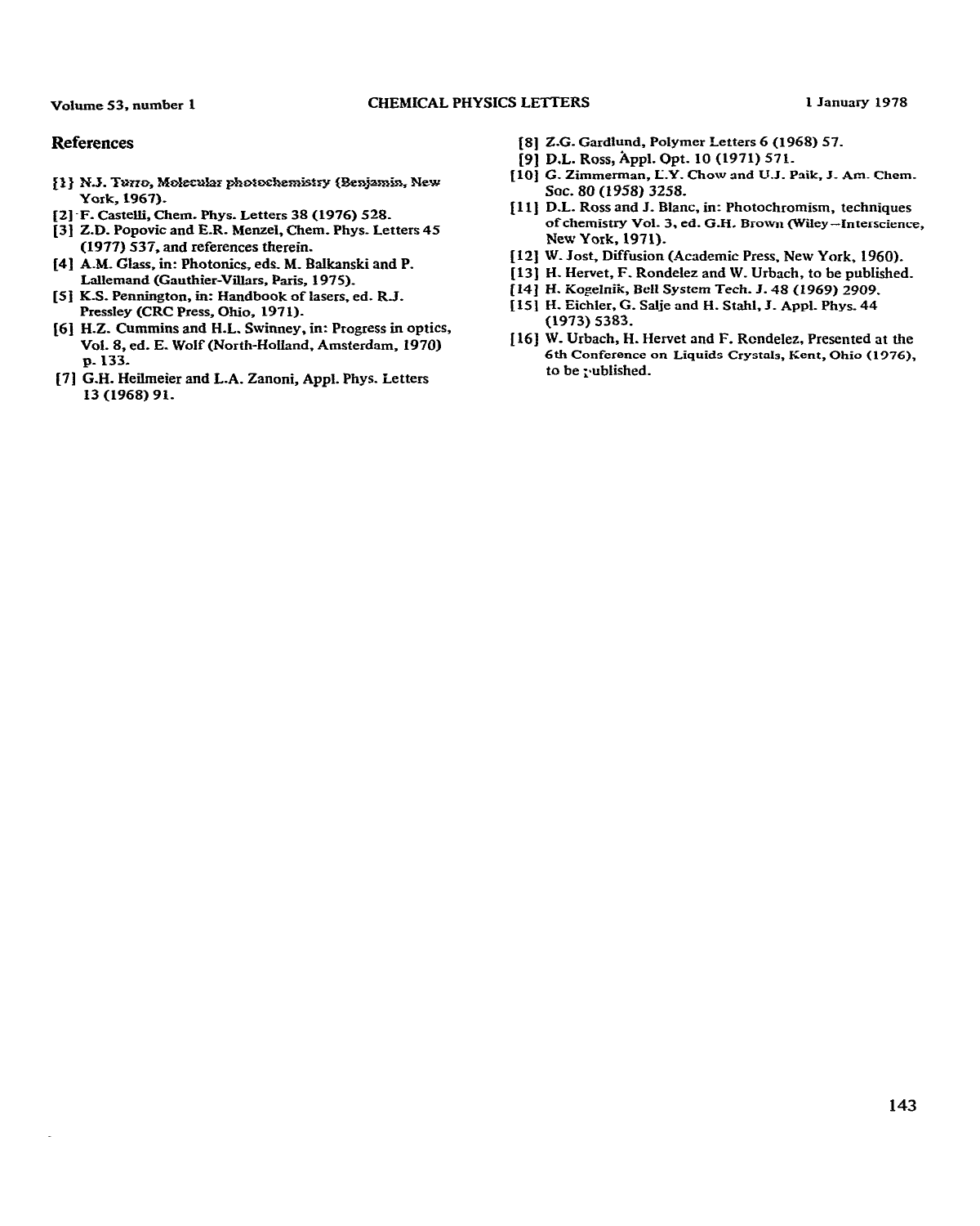## References

[1] N.J. Turro, Molecular photochemistry (Benjamin, New York, 1967).

[2] F. Castelli, Chem. Phys. Letters 38 (1976) 528.

[3] Z.D. Popovic and E.R. Menzel, Chem. Phys. Letters 45 (1977) 537, and references therein.

[4] A.M. Glass, in: Photonics, eds. M. Balkanski and P. Lallemand (Gauthier-Villars, Paris, 1975).

[5] K.S. Pennington, in: Handbook of lasers, ed. R.J. Pressley (CRC Press, Ohio, 1971).

[6] H.Z. Cummins and H.L. Swinney, in: Progress in optics, Vol. 8, ed. E. Wolf (North-Holland, Amsterdam, 1970) p. 133.

[7] G.H. Heilmeier and L.A. Zanoni, Appl. Phys. Letters 13 (1968) 91.

[8] Z.G. Gardlund, Polymer Letters 6 (1968) 57.

[9] D.L. Ross, Appl. Opt. 10 (1971) 571.

[10] G. Zimmerman, L.Y. Chow and U.J. Paik, J. Am. Chem. Soc. 80 (1958) 3258.

[11] D.L. Ross and J. Blanc, in: Photochromism, techniques of chemistry Vol. 3, ed. G.H. Brown (Wiley–Interscience, New York, 1971).

[12] W. Jost, Diffusion (Academic Press, New York, 1960).

[13] H. Hervet, F. Rondelez and W. Urbach, to be published.

[14] H. Kogelnik, Bell System Tech. J. 48 (1969) 2909.

[15] H. Eichler, G. Salje and H. Stahl, J. Appl. Phys. 44 (1973) 5383.

[16] W. Urbach, H. Hervet and F. Rondelez, Presented at the 6th Conference on Liquids Crystals, Kent, Ohio (1976), to be published.